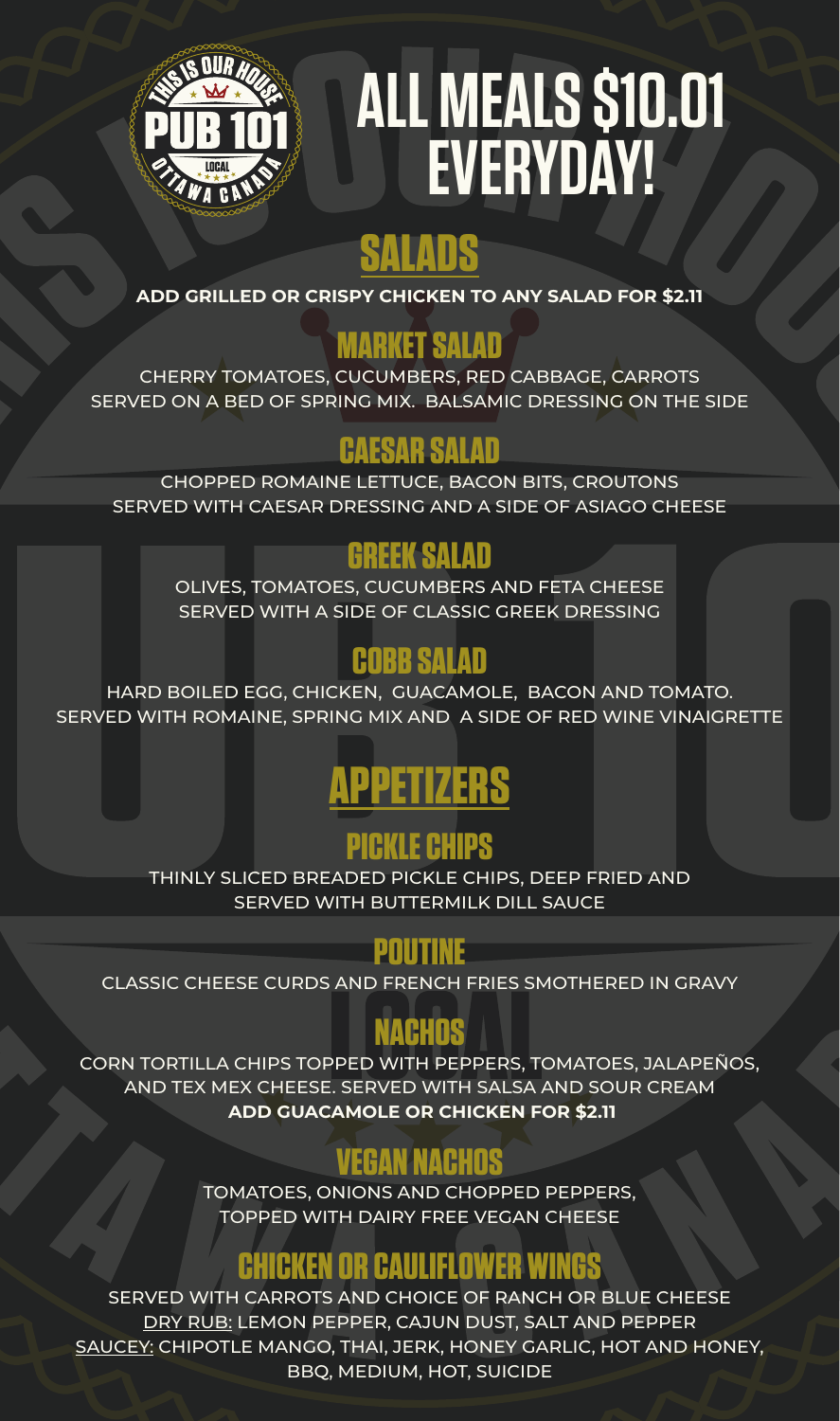# ALL MEALS $10.01 EVERYDAY!

## SALADS

**ADD GRILLED OR CRISPY CHICKEN TO ANY SALAD FOR $2.11**

### MARKET SALAD

CHERRY TOMATOES, CUCUMBERS, RED CABBAGE, CARROTS
SERVED ON A BED OF SPRING MIX. BALSAMIC DRESSING ON THE SIDE

### CAESAR SALAD

CHOPPED ROMAINE LETTUCE, BACON BITS, CROUTONS
SERVED WITH CAESAR DRESSING AND A SIDE OF ASIAGO CHEESE

### GREEK SALAD

OLIVES, TOMATOES, CUCUMBERS AND FETA CHEESE
SERVED WITH A SIDE OF CLASSIC GREEK DRESSING

### COBB SALAD

HARD BOILED EGG, CHICKEN, GUACAMOLE, BACON AND TOMATO.
SERVED WITH ROMAINE, SPRING MIX AND A SIDE OF RED WINE VINAIGRETTE

## APPETIZERS

### PICKLE CHIPS

THINLY SLICED BREADED PICKLE CHIPS, DEEP FRIED AND
SERVED WITH BUTTERMILK DILL SAUCE

### POUTINE

CLASSIC CHEESE CURDS AND FRENCH FRIES SMOTHERED IN GRAVY

### NACHOS

CORN TORTILLA CHIPS TOPPED WITH PEPPERS, TOMATOES, JALAPEÑOS,
AND TEX MEX CHEESE. SERVED WITH SALSA AND SOUR CREAM
**ADD GUACAMOLE OR CHICKEN FOR $2.11**

### VEGAN NACHOS

TOMATOES, ONIONS AND CHOPPED PEPPERS,
TOPPED WITH DAIRY FREE VEGAN CHEESE

### CHICKEN OR CAULIFLOWER WINGS

SERVED WITH CARROTS AND CHOICE OF RANCH OR BLUE CHEESE
DRY RUB: LEMON PEPPER, CAJUN DUST, SALT AND PEPPER
SAUCEY: CHIPOTLE MANGO, THAI, JERK, HONEY GARLIC, HOT AND HONEY,
BBQ, MEDIUM, HOT, SUICIDE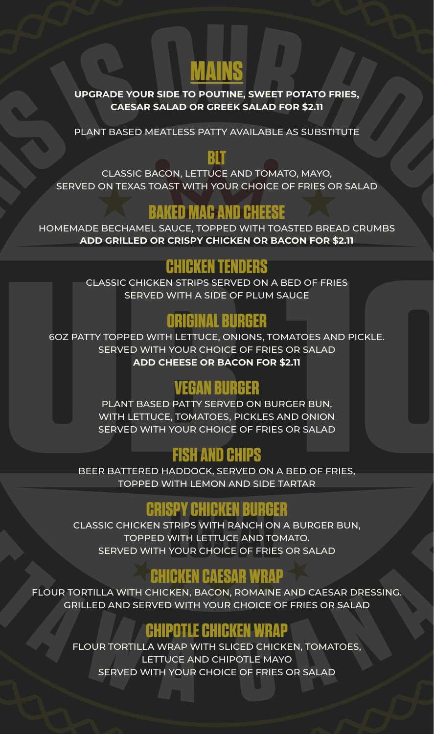# MAINS

**UPGRADE YOUR SIDE TO POUTINE, SWEET POTATO FRIES, CAESAR SALAD OR GREEK SALAD FOR $2.11**

PLANT BASED MEATLESS PATTY AVAILABLE AS SUBSTITUTE

## BLT

CLASSIC BACON, LETTUCE AND TOMATO, MAYO,
SERVED ON TEXAS TOAST WITH YOUR CHOICE OF FRIES OR SALAD

## BAKED MAC AND CHEESE

HOMEMADE BECHAMEL SAUCE, TOPPED WITH TOASTED BREAD CRUMBS
**ADD GRILLED OR CRISPY CHICKEN OR BACON FOR $2.11**

## CHICKEN TENDERS

CLASSIC CHICKEN STRIPS SERVED ON A BED OF FRIES
SERVED WITH A SIDE OF PLUM SAUCE

## ORIGINAL BURGER

6OZ PATTY TOPPED WITH LETTUCE, ONIONS, TOMATOES AND PICKLE.
SERVED WITH YOUR CHOICE OF FRIES OR SALAD
**ADD CHEESE OR BACON FOR $2.11**

## VEGAN BURGER

PLANT BASED PATTY SERVED ON BURGER BUN,
WITH LETTUCE, TOMATOES, PICKLES AND ONION
SERVED WITH YOUR CHOICE OF FRIES OR SALAD

## FISH AND CHIPS

BEER BATTERED HADDOCK, SERVED ON A BED OF FRIES,
TOPPED WITH LEMON AND SIDE TARTAR

## CRISPY CHICKEN BURGER

CLASSIC CHICKEN STRIPS WITH RANCH ON A BURGER BUN,
TOPPED WITH LETTUCE AND TOMATO.
SERVED WITH YOUR CHOICE OF FRIES OR SALAD

## CHICKEN CAESAR WRAP

FLOUR TORTILLA WITH CHICKEN, BACON, ROMAINE AND CAESAR DRESSING.
GRILLED AND SERVED WITH YOUR CHOICE OF FRIES OR SALAD

## CHIPOTLE CHICKEN WRAP

FLOUR TORTILLA WRAP WITH SLICED CHICKEN, TOMATOES,
LETTUCE AND CHIPOTLE MAYO
SERVED WITH YOUR CHOICE OF FRIES OR SALAD